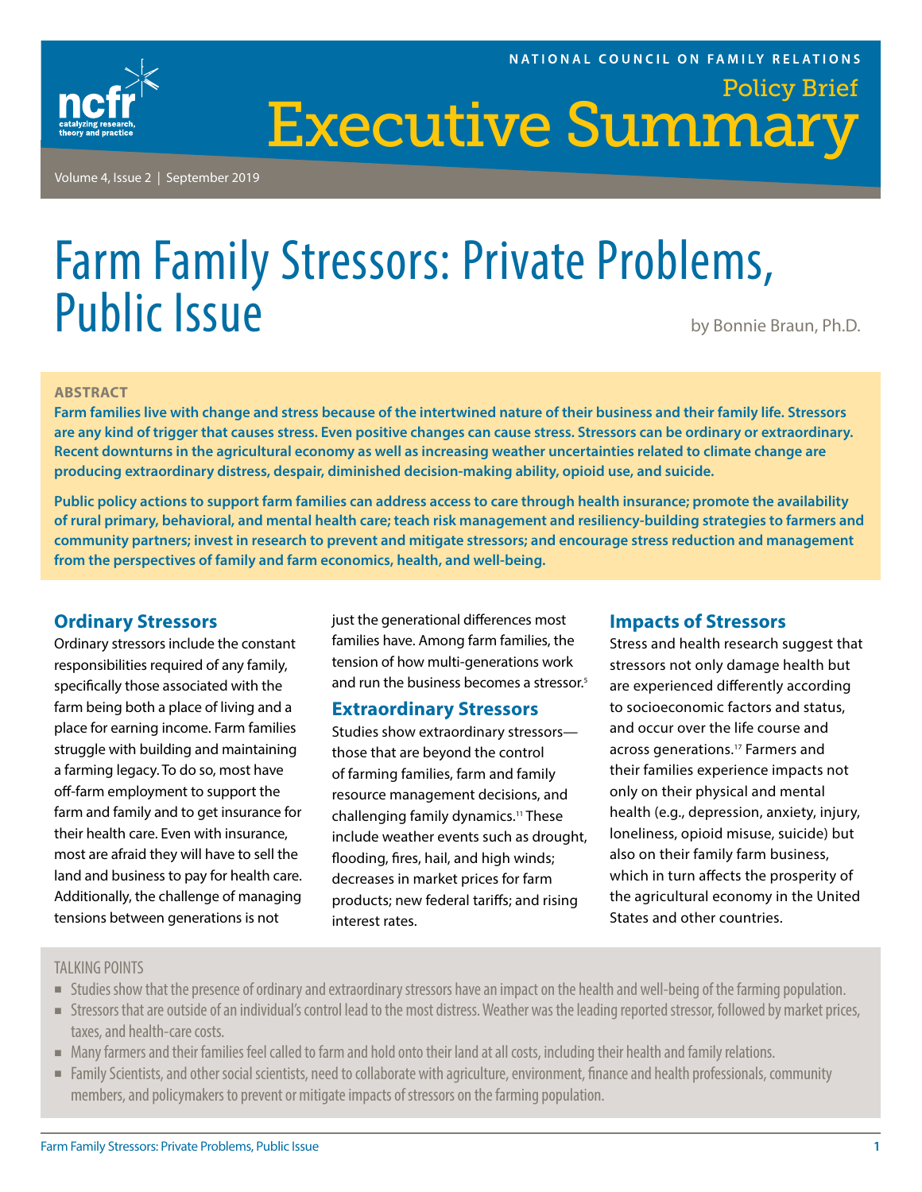NATIONAL COUNCIL ON FAMILY RELATIONS

Policy Brief

# Executive Summary

Volume 4, Issue 2 | September 2019

# Farm Family Stressors: Private Problems, Public Issue

by Bonnie Braun, Ph.D.

**ABSTRACT**

**Farm families live with change and stress because of the intertwined nature of their business and their family life. Stressors are any kind of trigger that causes stress. Even positive changes can cause stress. Stressors can be ordinary or extraordinary. Recent downturns in the agricultural economy as well as increasing weather uncertainties related to climate change are producing extraordinary distress, despair, diminished decision-making ability, opioid use, and suicide.**

**Public policy actions to support farm families can address access to care through health insurance; promote the availability of rural primary, behavioral, and mental health care; teach risk management and resiliency-building strategies to farmers and community partners; invest in research to prevent and mitigate stressors; and encourage stress reduction and management from the perspectives of family and farm economics, health, and well-being.**

## Ordinary Stressors

Ordinary stressors include the constant responsibilities required of any family, specifically those associated with the farm being both a place of living and a place for earning income. Farm families struggle with building and maintaining a farming legacy. To do so, most have off-farm employment to support the farm and family and to get insurance for their health care. Even with insurance, most are afraid they will have to sell the land and business to pay for health care. Additionally, the challenge of managing tensions between generations is not just the generational differences most families have. Among farm families, the tension of how multi-generations work and run the business becomes a stressor.[5]

## Extraordinary Stressors

Studies show extraordinary stressors—those that are beyond the control of farming families, farm and family resource management decisions, and challenging family dynamics.[11] These include weather events such as drought, flooding, fires, hail, and high winds; decreases in market prices for farm products; new federal tariffs; and rising interest rates.

## Impacts of Stressors

Stress and health research suggest that stressors not only damage health but are experienced differently according to socioeconomic factors and status, and occur over the life course and across generations.[17] Farmers and their families experience impacts not only on their physical and mental health (e.g., depression, anxiety, injury, loneliness, opioid misuse, suicide) but also on their family farm business, which in turn affects the prosperity of the agricultural economy in the United States and other countries.

TALKING POINTS

- Studies show that the presence of ordinary and extraordinary stressors have an impact on the health and well-being of the farming population.
- Stressors that are outside of an individual's control lead to the most distress. Weather was the leading reported stressor, followed by market prices, taxes, and health-care costs.
- Many farmers and their families feel called to farm and hold onto their land at all costs, including their health and family relations.
- Family Scientists, and other social scientists, need to collaborate with agriculture, environment, finance and health professionals, community members, and policymakers to prevent or mitigate impacts of stressors on the farming population.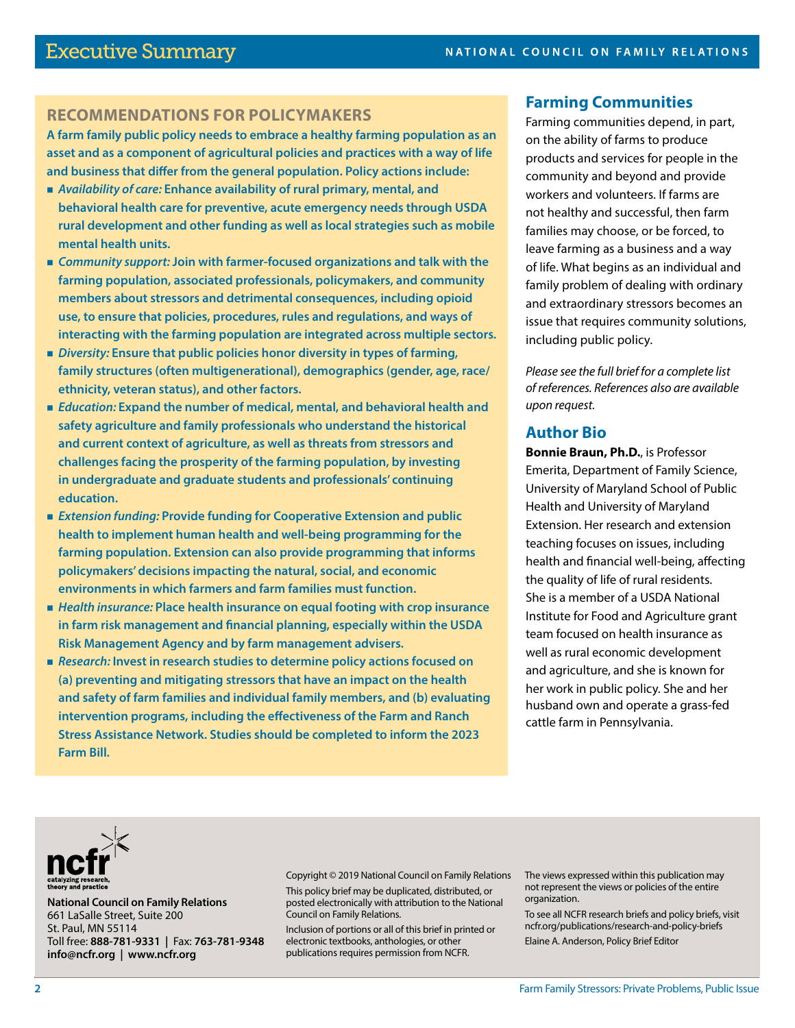## RECOMMENDATIONS FOR POLICYMAKERS

**A farm family public policy needs to embrace a healthy farming population as an asset and as a component of agricultural policies and practices with a way of life and business that differ from the general population. Policy actions include:**

- *Availability of care:* **Enhance availability of rural primary, mental, and behavioral health care for preventive, acute emergency needs through USDA rural development and other funding as well as local strategies such as mobile mental health units.**
- *Community support:* **Join with farmer-focused organizations and talk with the farming population, associated professionals, policymakers, and community members about stressors and detrimental consequences, including opioid use, to ensure that policies, procedures, rules and regulations, and ways of interacting with the farming population are integrated across multiple sectors.**
- *Diversity:* **Ensure that public policies honor diversity in types of farming, family structures (often multigenerational), demographics (gender, age, race/ethnicity, veteran status), and other factors.**
- *Education:* **Expand the number of medical, mental, and behavioral health and safety agriculture and family professionals who understand the historical and current context of agriculture, as well as threats from stressors and challenges facing the prosperity of the farming population, by investing in undergraduate and graduate students and professionals' continuing education.**
- *Extension funding:* **Provide funding for Cooperative Extension and public health to implement human health and well-being programming for the farming population. Extension can also provide programming that informs policymakers' decisions impacting the natural, social, and economic environments in which farmers and farm families must function.**
- *Health insurance:* **Place health insurance on equal footing with crop insurance in farm risk management and financial planning, especially within the USDA Risk Management Agency and by farm management advisers.**
- *Research:* **Invest in research studies to determine policy actions focused on (a) preventing and mitigating stressors that have an impact on the health and safety of farm families and individual family members, and (b) evaluating intervention programs, including the effectiveness of the Farm and Ranch Stress Assistance Network. Studies should be completed to inform the 2023 Farm Bill.**

## Farming Communities

Farming communities depend, in part, on the ability of farms to produce products and services for people in the community and beyond and provide workers and volunteers. If farms are not healthy and successful, then farm families may choose, or be forced, to leave farming as a business and a way of life. What begins as an individual and family problem of dealing with ordinary and extraordinary stressors becomes an issue that requires community solutions, including public policy.

*Please see the full brief for a complete list of references. References also are available upon request.*

## Author Bio

**Bonnie Braun, Ph.D.**, is Professor Emerita, Department of Family Science, University of Maryland School of Public Health and University of Maryland Extension. Her research and extension teaching focuses on issues, including health and financial well-being, affecting the quality of life of rural residents. She is a member of a USDA National Institute for Food and Agriculture grant team focused on health insurance as well as rural economic development and agriculture, and she is known for her work in public policy. She and her husband own and operate a grass-fed cattle farm in Pennsylvania.

ncfr
catalyzing research, theory and practice

**National Council on Family Relations**
661 LaSalle Street, Suite 200
St. Paul, MN 55114
Toll free: **888-781-9331** | Fax: **763-781-9348**
**info@ncfr.org** | **www.ncfr.org**

Copyright © 2019 National Council on Family Relations

This policy brief may be duplicated, distributed, or posted electronically with attribution to the National Council on Family Relations.

Inclusion of portions or all of this brief in printed or electronic textbooks, anthologies, or other publications requires permission from NCFR.

The views expressed within this publication may not represent the views or policies of the entire organization.

To see all NCFR research briefs and policy briefs, visit ncfr.org/publications/research-and-policy-briefs

Elaine A. Anderson, Policy Brief Editor